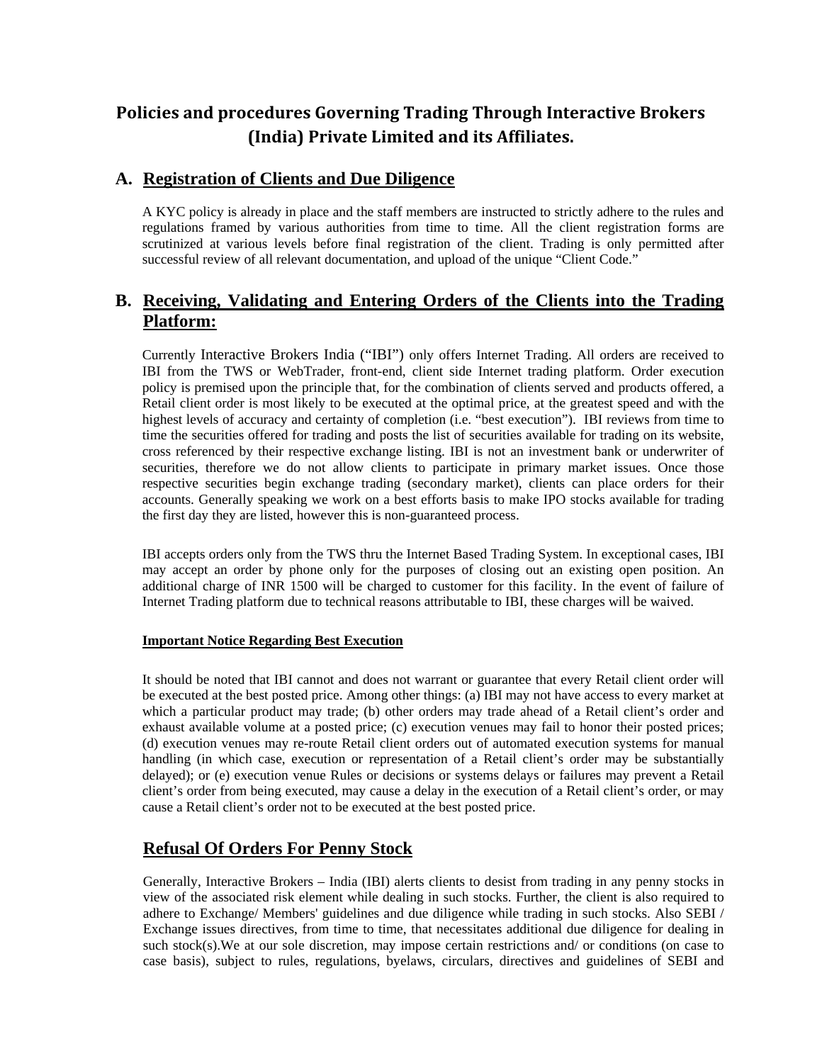# Policies and procedures Governing Trading Through Interactive Brokers (India) Private Limited and its Affiliates.

## A. Registration of Clients and Due Diligence

A KYC policy is already in place and the staff members are instructed to strictly adhere to the rules and regulations framed by various authorities from time to time. All the client registration forms are scrutinized at various levels before final registration of the client. Trading is only permitted after successful review of all relevant documentation, and upload of the unique "Client Code."

## B. Receiving, Validating and Entering Orders of the Clients into the Trading Platform:

Currently Interactive Brokers India ("IBI") only offers Internet Trading. All orders are received to IBI from the TWS or WebTrader, front-end, client side Internet trading platform. Order execution policy is premised upon the principle that, for the combination of clients served and products offered, a Retail client order is most likely to be executed at the optimal price, at the greatest speed and with the highest levels of accuracy and certainty of completion (i.e. "best execution"). IBI reviews from time to time the securities offered for trading and posts the list of securities available for trading on its website, cross referenced by their respective exchange listing. IBI is not an investment bank or underwriter of securities, therefore we do not allow clients to participate in primary market issues. Once those respective securities begin exchange trading (secondary market), clients can place orders for their accounts. Generally speaking we work on a best efforts basis to make IPO stocks available for trading the first day they are listed, however this is non-guaranteed process.

IBI accepts orders only from the TWS thru the Internet Based Trading System. In exceptional cases, IBI may accept an order by phone only for the purposes of closing out an existing open position. An additional charge of INR 1500 will be charged to customer for this facility. In the event of failure of Internet Trading platform due to technical reasons attributable to IBI, these charges will be waived.

#### Important Notice Regarding Best Execution

It should be noted that IBI cannot and does not warrant or guarantee that every Retail client order will be executed at the best posted price. Among other things: (a) IBI may not have access to every market at which a particular product may trade; (b) other orders may trade ahead of a Retail client's order and exhaust available volume at a posted price; (c) execution venues may fail to honor their posted prices; (d) execution venues may re-route Retail client orders out of automated execution systems for manual handling (in which case, execution or representation of a Retail client's order may be substantially delayed); or (e) execution venue Rules or decisions or systems delays or failures may prevent a Retail client's order from being executed, may cause a delay in the execution of a Retail client's order, or may cause a Retail client's order not to be executed at the best posted price.

## Refusal Of Orders For Penny Stock

Generally, Interactive Brokers – India (IBI) alerts clients to desist from trading in any penny stocks in view of the associated risk element while dealing in such stocks. Further, the client is also required to adhere to Exchange/ Members' guidelines and due diligence while trading in such stocks. Also SEBI / Exchange issues directives, from time to time, that necessitates additional due diligence for dealing in such stock(s).We at our sole discretion, may impose certain restrictions and/ or conditions (on case to case basis), subject to rules, regulations, byelaws, circulars, directives and guidelines of SEBI and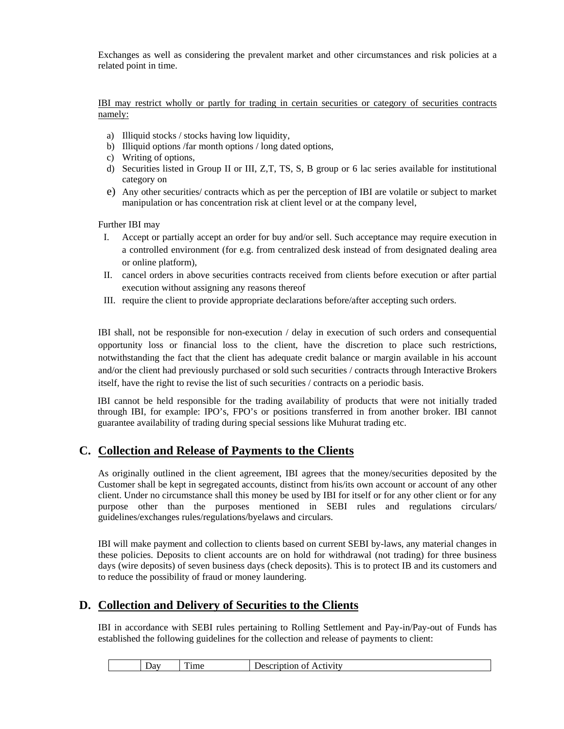Exchanges as well as considering the prevalent market and other circumstances and risk policies at a related point in time.

IBI may restrict wholly or partly for trading in certain securities or category of securities contracts namely:

a) Illiquid stocks / stocks having low liquidity,
b) Illiquid options /far month options / long dated options,
c) Writing of options,
d) Securities listed in Group II or III, Z,T, TS, S, B group or 6 lac series available for institutional category on
e) Any other securities/ contracts which as per the perception of IBI are volatile or subject to market manipulation or has concentration risk at client level or at the company level,

Further IBI may

I. Accept or partially accept an order for buy and/or sell. Such acceptance may require execution in a controlled environment (for e.g. from centralized desk instead of from designated dealing area or online platform),
II. cancel orders in above securities contracts received from clients before execution or after partial execution without assigning any reasons thereof
III. require the client to provide appropriate declarations before/after accepting such orders.

IBI shall, not be responsible for non-execution / delay in execution of such orders and consequential opportunity loss or financial loss to the client, have the discretion to place such restrictions, notwithstanding the fact that the client has adequate credit balance or margin available in his account and/or the client had previously purchased or sold such securities / contracts through Interactive Brokers itself, have the right to revise the list of such securities / contracts on a periodic basis.

IBI cannot be held responsible for the trading availability of products that were not initially traded through IBI, for example: IPO's, FPO's or positions transferred in from another broker. IBI cannot guarantee availability of trading during special sessions like Muhurat trading etc.

## C. Collection and Release of Payments to the Clients

As originally outlined in the client agreement, IBI agrees that the money/securities deposited by the Customer shall be kept in segregated accounts, distinct from his/its own account or account of any other client. Under no circumstance shall this money be used by IBI for itself or for any other client or for any purpose other than the purposes mentioned in SEBI rules and regulations circulars/ guidelines/exchanges rules/regulations/byelaws and circulars.

IBI will make payment and collection to clients based on current SEBI by-laws, any material changes in these policies. Deposits to client accounts are on hold for withdrawal (not trading) for three business days (wire deposits) of seven business days (check deposits). This is to protect IB and its customers and to reduce the possibility of fraud or money laundering.

## D. Collection and Delivery of Securities to the Clients

IBI in accordance with SEBI rules pertaining to Rolling Settlement and Pay-in/Pay-out of Funds has established the following guidelines for the collection and release of payments to client:

| | Day | Time | Description of Activity |
|---|---|---|---|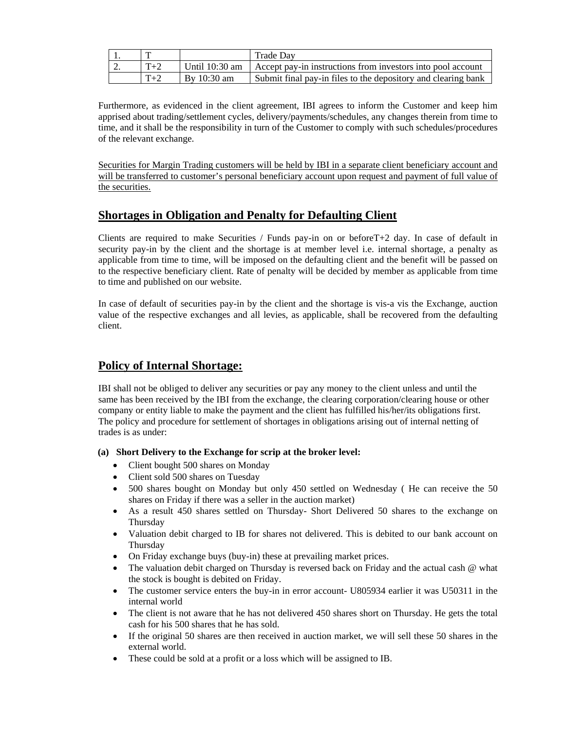| 1. | T | | Trade Day |
|---|---|---|---|
| 2. | T+2 | Until 10:30 am | Accept pay-in instructions from investors into pool account |
| | T+2 | By 10:30 am | Submit final pay-in files to the depository and clearing bank |

Furthermore, as evidenced in the client agreement, IBI agrees to inform the Customer and keep him apprised about trading/settlement cycles, delivery/payments/schedules, any changes therein from time to time, and it shall be the responsibility in turn of the Customer to comply with such schedules/procedures of the relevant exchange.

<u>Securities for Margin Trading customers will be held by IBI in a separate client beneficiary account and will be transferred to customer's personal beneficiary account upon request and payment of full value of the securities.</u>

## Shortages in Obligation and Penalty for Defaulting Client

Clients are required to make Securities / Funds pay-in on or beforeT+2 day. In case of default in security pay-in by the client and the shortage is at member level i.e. internal shortage, a penalty as applicable from time to time, will be imposed on the defaulting client and the benefit will be passed on to the respective beneficiary client. Rate of penalty will be decided by member as applicable from time to time and published on our website.

In case of default of securities pay-in by the client and the shortage is vis-a vis the Exchange, auction value of the respective exchanges and all levies, as applicable, shall be recovered from the defaulting client.

## Policy of Internal Shortage:

IBI shall not be obliged to deliver any securities or pay any money to the client unless and until the same has been received by the IBI from the exchange, the clearing corporation/clearing house or other company or entity liable to make the payment and the client has fulfilled his/her/its obligations first. The policy and procedure for settlement of shortages in obligations arising out of internal netting of trades is as under:

**(a) Short Delivery to the Exchange for scrip at the broker level:**

- Client bought 500 shares on Monday
- Client sold 500 shares on Tuesday
- 500 shares bought on Monday but only 450 settled on Wednesday ( He can receive the 50 shares on Friday if there was a seller in the auction market)
- As a result 450 shares settled on Thursday- Short Delivered 50 shares to the exchange on Thursday
- Valuation debit charged to IB for shares not delivered. This is debited to our bank account on Thursday
- On Friday exchange buys (buy-in) these at prevailing market prices.
- The valuation debit charged on Thursday is reversed back on Friday and the actual cash @ what the stock is bought is debited on Friday.
- The customer service enters the buy-in in error account- U805934 earlier it was U50311 in the internal world
- The client is not aware that he has not delivered 450 shares short on Thursday. He gets the total cash for his 500 shares that he has sold.
- If the original 50 shares are then received in auction market, we will sell these 50 shares in the external world.
- These could be sold at a profit or a loss which will be assigned to IB.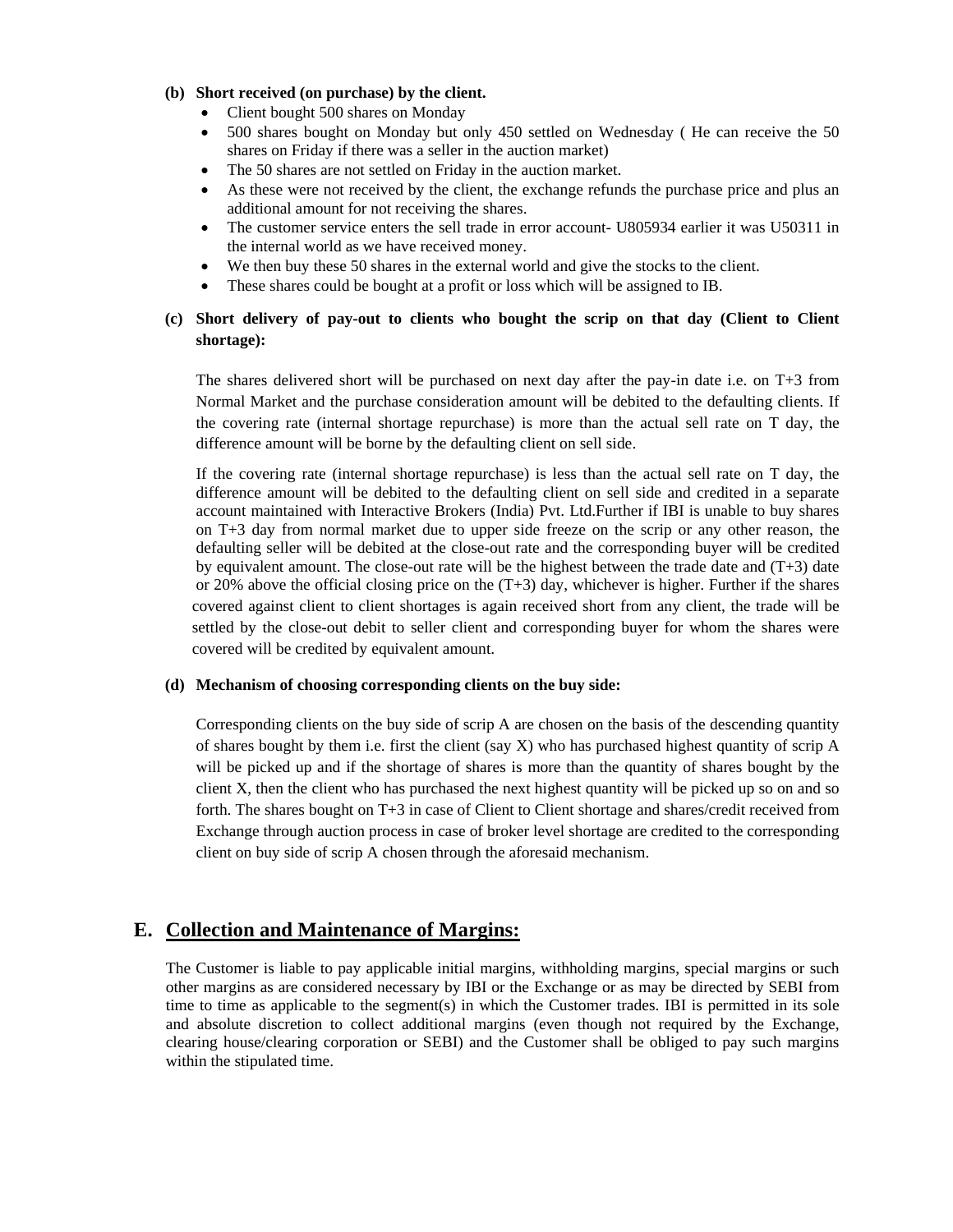**(b) Short received (on purchase) by the client.**

- Client bought 500 shares on Monday
- 500 shares bought on Monday but only 450 settled on Wednesday ( He can receive the 50 shares on Friday if there was a seller in the auction market)
- The 50 shares are not settled on Friday in the auction market.
- As these were not received by the client, the exchange refunds the purchase price and plus an additional amount for not receiving the shares.
- The customer service enters the sell trade in error account- U805934 earlier it was U50311 in the internal world as we have received money.
- We then buy these 50 shares in the external world and give the stocks to the client.
- These shares could be bought at a profit or loss which will be assigned to IB.

**(c) Short delivery of pay-out to clients who bought the scrip on that day (Client to Client shortage):**

The shares delivered short will be purchased on next day after the pay-in date i.e. on T+3 from Normal Market and the purchase consideration amount will be debited to the defaulting clients. If the covering rate (internal shortage repurchase) is more than the actual sell rate on T day, the difference amount will be borne by the defaulting client on sell side.

If the covering rate (internal shortage repurchase) is less than the actual sell rate on T day, the difference amount will be debited to the defaulting client on sell side and credited in a separate account maintained with Interactive Brokers (India) Pvt. Ltd.Further if IBI is unable to buy shares on T+3 day from normal market due to upper side freeze on the scrip or any other reason, the defaulting seller will be debited at the close-out rate and the corresponding buyer will be credited by equivalent amount. The close-out rate will be the highest between the trade date and (T+3) date or 20% above the official closing price on the (T+3) day, whichever is higher. Further if the shares covered against client to client shortages is again received short from any client, the trade will be settled by the close-out debit to seller client and corresponding buyer for whom the shares were covered will be credited by equivalent amount.

**(d) Mechanism of choosing corresponding clients on the buy side:**

Corresponding clients on the buy side of scrip A are chosen on the basis of the descending quantity of shares bought by them i.e. first the client (say X) who has purchased highest quantity of scrip A will be picked up and if the shortage of shares is more than the quantity of shares bought by the client X, then the client who has purchased the next highest quantity will be picked up so on and so forth. The shares bought on T+3 in case of Client to Client shortage and shares/credit received from Exchange through auction process in case of broker level shortage are credited to the corresponding client on buy side of scrip A chosen through the aforesaid mechanism.

## E. Collection and Maintenance of Margins:

The Customer is liable to pay applicable initial margins, withholding margins, special margins or such other margins as are considered necessary by IBI or the Exchange or as may be directed by SEBI from time to time as applicable to the segment(s) in which the Customer trades. IBI is permitted in its sole and absolute discretion to collect additional margins (even though not required by the Exchange, clearing house/clearing corporation or SEBI) and the Customer shall be obliged to pay such margins within the stipulated time.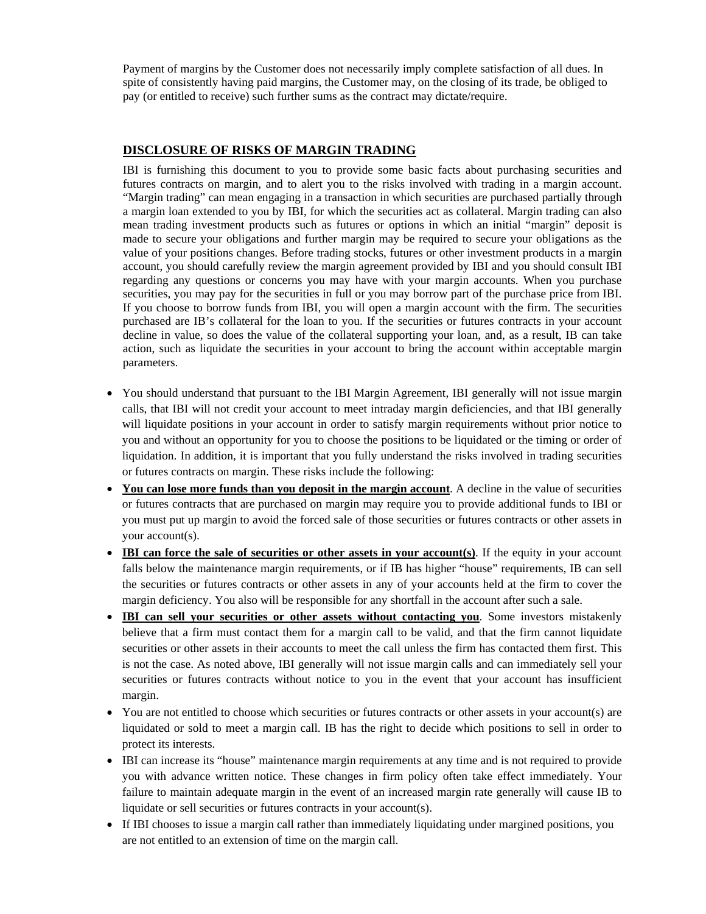Payment of margins by the Customer does not necessarily imply complete satisfaction of all dues. In spite of consistently having paid margins, the Customer may, on the closing of its trade, be obliged to pay (or entitled to receive) such further sums as the contract may dictate/require.

## DISCLOSURE OF RISKS OF MARGIN TRADING

IBI is furnishing this document to you to provide some basic facts about purchasing securities and futures contracts on margin, and to alert you to the risks involved with trading in a margin account. "Margin trading" can mean engaging in a transaction in which securities are purchased partially through a margin loan extended to you by IBI, for which the securities act as collateral. Margin trading can also mean trading investment products such as futures or options in which an initial "margin" deposit is made to secure your obligations and further margin may be required to secure your obligations as the value of your positions changes. Before trading stocks, futures or other investment products in a margin account, you should carefully review the margin agreement provided by IBI and you should consult IBI regarding any questions or concerns you may have with your margin accounts. When you purchase securities, you may pay for the securities in full or you may borrow part of the purchase price from IBI. If you choose to borrow funds from IBI, you will open a margin account with the firm. The securities purchased are IB's collateral for the loan to you. If the securities or futures contracts in your account decline in value, so does the value of the collateral supporting your loan, and, as a result, IB can take action, such as liquidate the securities in your account to bring the account within acceptable margin parameters.

- You should understand that pursuant to the IBI Margin Agreement, IBI generally will not issue margin calls, that IBI will not credit your account to meet intraday margin deficiencies, and that IBI generally will liquidate positions in your account in order to satisfy margin requirements without prior notice to you and without an opportunity for you to choose the positions to be liquidated or the timing or order of liquidation. In addition, it is important that you fully understand the risks involved in trading securities or futures contracts on margin. These risks include the following:
- **You can lose more funds than you deposit in the margin account**. A decline in the value of securities or futures contracts that are purchased on margin may require you to provide additional funds to IBI or you must put up margin to avoid the forced sale of those securities or futures contracts or other assets in your account(s).
- **IBI can force the sale of securities or other assets in your account(s)**. If the equity in your account falls below the maintenance margin requirements, or if IB has higher "house" requirements, IB can sell the securities or futures contracts or other assets in any of your accounts held at the firm to cover the margin deficiency. You also will be responsible for any shortfall in the account after such a sale.
- **IBI can sell your securities or other assets without contacting you**. Some investors mistakenly believe that a firm must contact them for a margin call to be valid, and that the firm cannot liquidate securities or other assets in their accounts to meet the call unless the firm has contacted them first. This is not the case. As noted above, IBI generally will not issue margin calls and can immediately sell your securities or futures contracts without notice to you in the event that your account has insufficient margin.
- You are not entitled to choose which securities or futures contracts or other assets in your account(s) are liquidated or sold to meet a margin call. IB has the right to decide which positions to sell in order to protect its interests.
- IBI can increase its "house" maintenance margin requirements at any time and is not required to provide you with advance written notice. These changes in firm policy often take effect immediately. Your failure to maintain adequate margin in the event of an increased margin rate generally will cause IB to liquidate or sell securities or futures contracts in your account(s).
- If IBI chooses to issue a margin call rather than immediately liquidating under margined positions, you are not entitled to an extension of time on the margin call.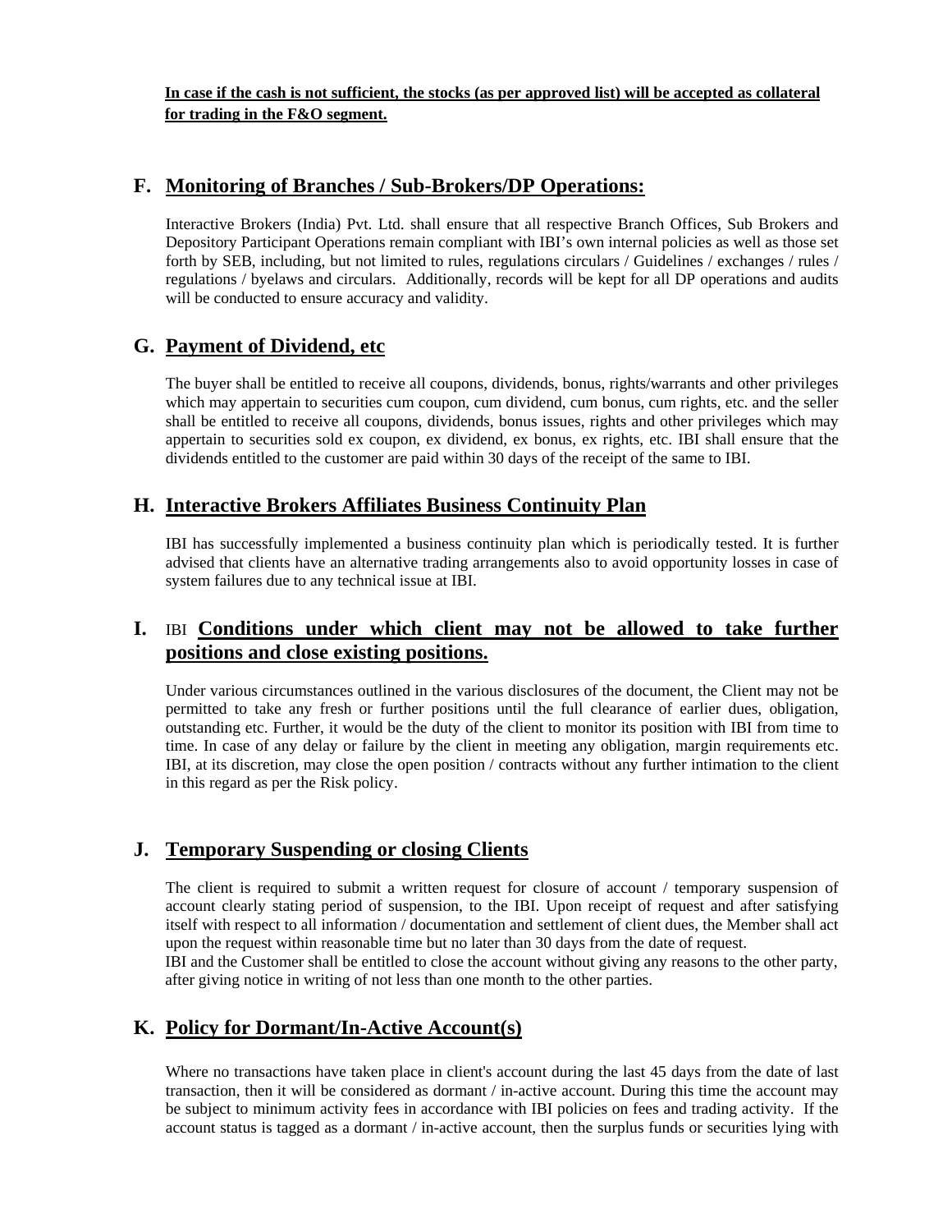**In case if the cash is not sufficient, the stocks (as per approved list) will be accepted as collateral for trading in the F&O segment.**

## F. Monitoring of Branches / Sub-Brokers/DP Operations:

Interactive Brokers (India) Pvt. Ltd. shall ensure that all respective Branch Offices, Sub Brokers and Depository Participant Operations remain compliant with IBI's own internal policies as well as those set forth by SEB, including, but not limited to rules, regulations circulars / Guidelines / exchanges / rules / regulations / byelaws and circulars. Additionally, records will be kept for all DP operations and audits will be conducted to ensure accuracy and validity.

## G. Payment of Dividend, etc

The buyer shall be entitled to receive all coupons, dividends, bonus, rights/warrants and other privileges which may appertain to securities cum coupon, cum dividend, cum bonus, cum rights, etc. and the seller shall be entitled to receive all coupons, dividends, bonus issues, rights and other privileges which may appertain to securities sold ex coupon, ex dividend, ex bonus, ex rights, etc. IBI shall ensure that the dividends entitled to the customer are paid within 30 days of the receipt of the same to IBI.

## H. Interactive Brokers Affiliates Business Continuity Plan

IBI has successfully implemented a business continuity plan which is periodically tested. It is further advised that clients have an alternative trading arrangements also to avoid opportunity losses in case of system failures due to any technical issue at IBI.

## I. IBI Conditions under which client may not be allowed to take further positions and close existing positions.

Under various circumstances outlined in the various disclosures of the document, the Client may not be permitted to take any fresh or further positions until the full clearance of earlier dues, obligation, outstanding etc. Further, it would be the duty of the client to monitor its position with IBI from time to time. In case of any delay or failure by the client in meeting any obligation, margin requirements etc. IBI, at its discretion, may close the open position / contracts without any further intimation to the client in this regard as per the Risk policy.

## J. Temporary Suspending or closing Clients

The client is required to submit a written request for closure of account / temporary suspension of account clearly stating period of suspension, to the IBI. Upon receipt of request and after satisfying itself with respect to all information / documentation and settlement of client dues, the Member shall act upon the request within reasonable time but no later than 30 days from the date of request.
IBI and the Customer shall be entitled to close the account without giving any reasons to the other party, after giving notice in writing of not less than one month to the other parties.

## K. Policy for Dormant/In-Active Account(s)

Where no transactions have taken place in client's account during the last 45 days from the date of last transaction, then it will be considered as dormant / in-active account. During this time the account may be subject to minimum activity fees in accordance with IBI policies on fees and trading activity. If the account status is tagged as a dormant / in-active account, then the surplus funds or securities lying with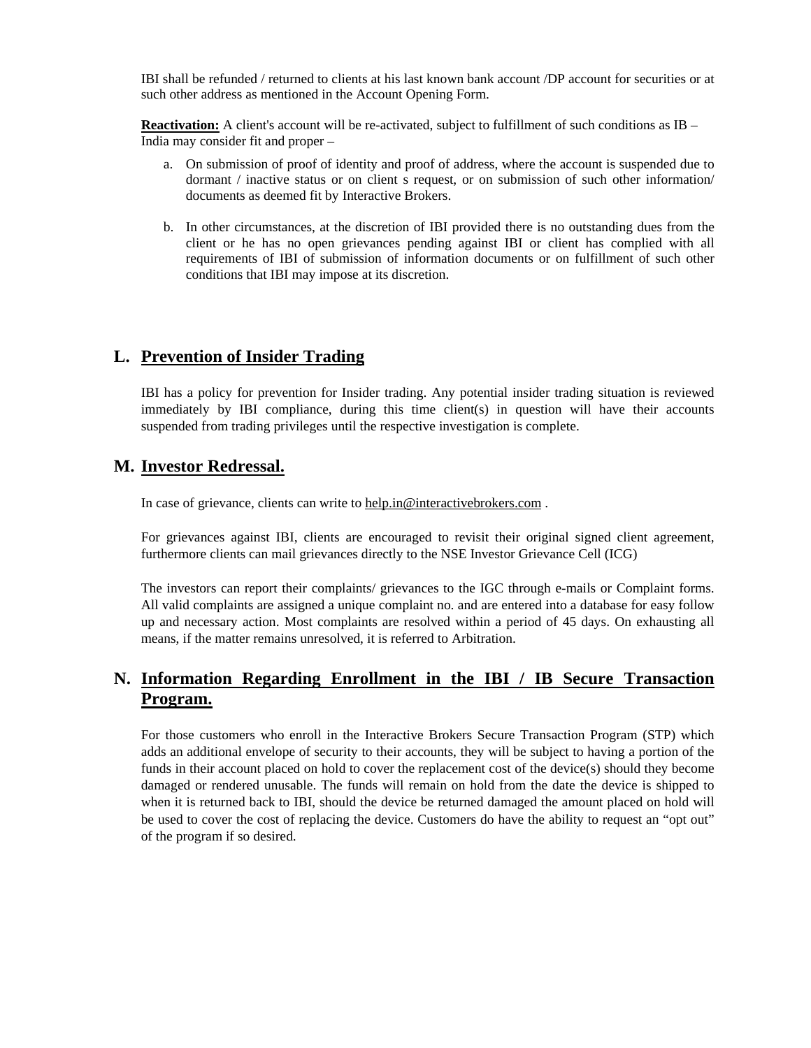IBI shall be refunded / returned to clients at his last known bank account /DP account for securities or at such other address as mentioned in the Account Opening Form.

**Reactivation:** A client's account will be re-activated, subject to fulfillment of such conditions as IB – India may consider fit and proper –

a. On submission of proof of identity and proof of address, where the account is suspended due to dormant / inactive status or on client s request, or on submission of such other information/ documents as deemed fit by Interactive Brokers.

b. In other circumstances, at the discretion of IBI provided there is no outstanding dues from the client or he has no open grievances pending against IBI or client has complied with all requirements of IBI of submission of information documents or on fulfillment of such other conditions that IBI may impose at its discretion.

## L. Prevention of Insider Trading

IBI has a policy for prevention for Insider trading. Any potential insider trading situation is reviewed immediately by IBI compliance, during this time client(s) in question will have their accounts suspended from trading privileges until the respective investigation is complete.

## M. Investor Redressal.

In case of grievance, clients can write to help.in@interactivebrokers.com .

For grievances against IBI, clients are encouraged to revisit their original signed client agreement, furthermore clients can mail grievances directly to the NSE Investor Grievance Cell (ICG)

The investors can report their complaints/ grievances to the IGC through e-mails or Complaint forms. All valid complaints are assigned a unique complaint no. and are entered into a database for easy follow up and necessary action. Most complaints are resolved within a period of 45 days. On exhausting all means, if the matter remains unresolved, it is referred to Arbitration.

## N. Information Regarding Enrollment in the IBI / IB Secure Transaction Program.

For those customers who enroll in the Interactive Brokers Secure Transaction Program (STP) which adds an additional envelope of security to their accounts, they will be subject to having a portion of the funds in their account placed on hold to cover the replacement cost of the device(s) should they become damaged or rendered unusable. The funds will remain on hold from the date the device is shipped to when it is returned back to IBI, should the device be returned damaged the amount placed on hold will be used to cover the cost of replacing the device. Customers do have the ability to request an "opt out" of the program if so desired.